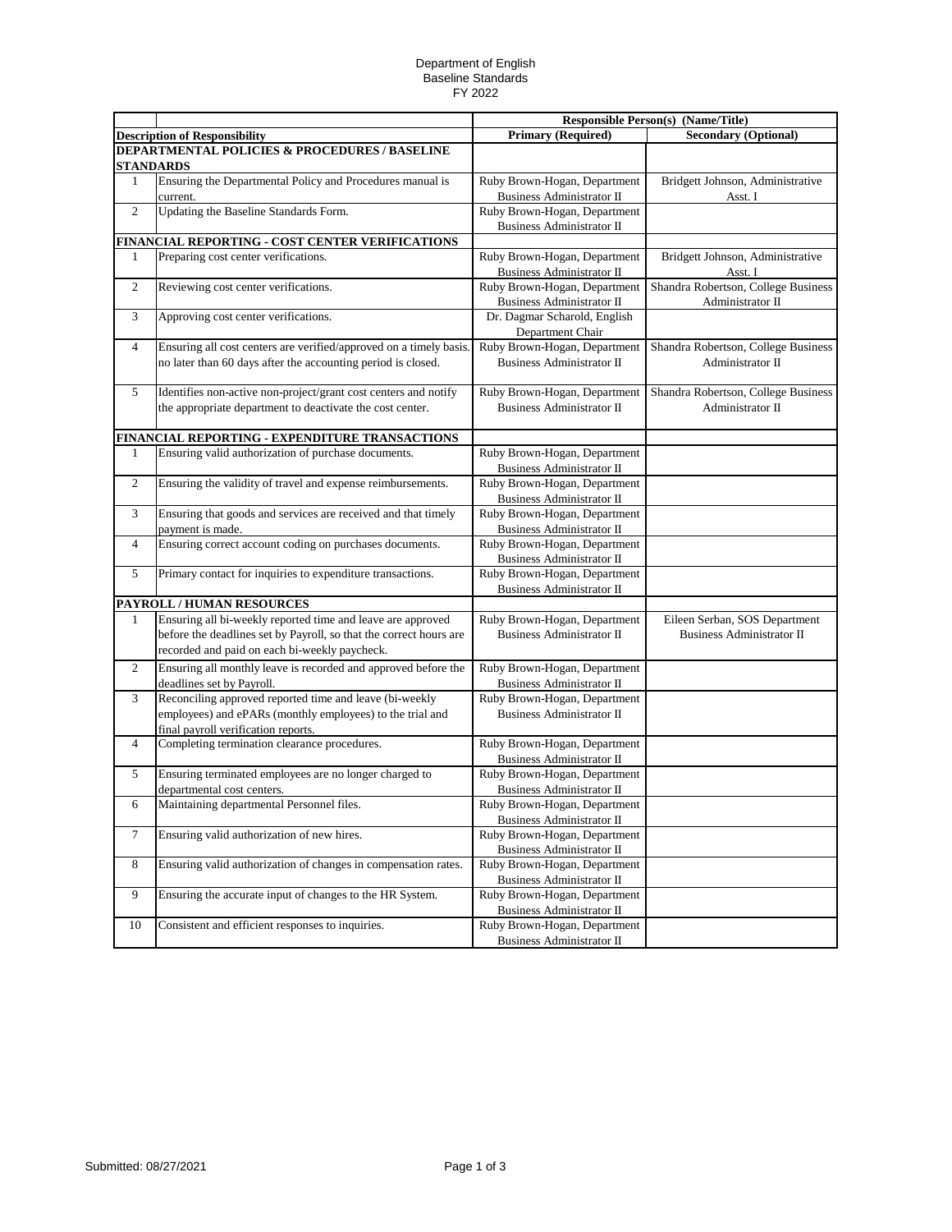Department of English
Baseline Standards
FY 2022

| | | Responsible Person(s) (Name/Title) | |
|---|---|---|---|
| **Description of Responsibility** | | **Primary (Required)** | **Secondary (Optional)** |
| **DEPARTMENTAL POLICIES & PROCEDURES / BASELINE STANDARDS** | | | |
| 1 | Ensuring the Departmental Policy and Procedures manual is current. | Ruby Brown-Hogan, Department Business Administrator II | Bridgett Johnson, Administrative Asst. I |
| 2 | Updating the Baseline Standards Form. | Ruby Brown-Hogan, Department Business Administrator II | |
| **FINANCIAL REPORTING - COST CENTER VERIFICATIONS** | | | |
| 1 | Preparing cost center verifications. | Ruby Brown-Hogan, Department Business Administrator II | Bridgett Johnson, Administrative Asst. I |
| 2 | Reviewing cost center verifications. | Ruby Brown-Hogan, Department Business Administrator II | Shandra Robertson, College Business Administrator II |
| 3 | Approving cost center verifications. | Dr. Dagmar Scharold, English Department Chair | |
| 4 | Ensuring all cost centers are verified/approved on a timely basis. no later than 60 days after the accounting period is closed. | Ruby Brown-Hogan, Department Business Administrator II | Shandra Robertson, College Business Administrator II |
| 5 | Identifies non-active non-project/grant cost centers and notify the appropriate department to deactivate the cost center. | Ruby Brown-Hogan, Department Business Administrator II | Shandra Robertson, College Business Administrator II |
| **FINANCIAL REPORTING - EXPENDITURE TRANSACTIONS** | | | |
| 1 | Ensuring valid authorization of purchase documents. | Ruby Brown-Hogan, Department Business Administrator II | |
| 2 | Ensuring the validity of travel and expense reimbursements. | Ruby Brown-Hogan, Department Business Administrator II | |
| 3 | Ensuring that goods and services are received and that timely payment is made. | Ruby Brown-Hogan, Department Business Administrator II | |
| 4 | Ensuring correct account coding on purchases documents. | Ruby Brown-Hogan, Department Business Administrator II | |
| 5 | Primary contact for inquiries to expenditure transactions. | Ruby Brown-Hogan, Department Business Administrator II | |
| **PAYROLL / HUMAN RESOURCES** | | | |
| 1 | Ensuring all bi-weekly reported time and leave are approved before the deadlines set by Payroll, so that the correct hours are recorded and paid on each bi-weekly paycheck. | Ruby Brown-Hogan, Department Business Administrator II | Eileen Serban, SOS Department Business Administrator II |
| 2 | Ensuring all monthly leave is recorded and approved before the deadlines set by Payroll. | Ruby Brown-Hogan, Department Business Administrator II | |
| 3 | Reconciling approved reported time and leave (bi-weekly employees) and ePARs (monthly employees) to the trial and final payroll verification reports. | Ruby Brown-Hogan, Department Business Administrator II | |
| 4 | Completing termination clearance procedures. | Ruby Brown-Hogan, Department Business Administrator II | |
| 5 | Ensuring terminated employees are no longer charged to departmental cost centers. | Ruby Brown-Hogan, Department Business Administrator II | |
| 6 | Maintaining departmental Personnel files. | Ruby Brown-Hogan, Department Business Administrator II | |
| 7 | Ensuring valid authorization of new hires. | Ruby Brown-Hogan, Department Business Administrator II | |
| 8 | Ensuring valid authorization of changes in compensation rates. | Ruby Brown-Hogan, Department Business Administrator II | |
| 9 | Ensuring the accurate input of changes to the HR System. | Ruby Brown-Hogan, Department Business Administrator II | |
| 10 | Consistent and efficient responses to inquiries. | Ruby Brown-Hogan, Department Business Administrator II | |

Submitted: 08/27/2021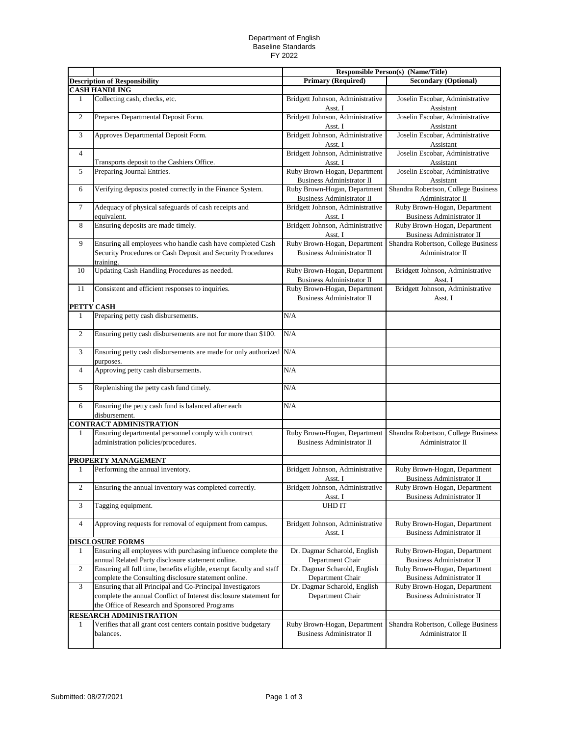Department of English
Baseline Standards
FY 2022

| | | Responsible Person(s) (Name/Title) | |
|---|---|---|---|
| **Description of Responsibility** | | **Primary (Required)** | **Secondary (Optional)** |
| **CASH HANDLING** | | | |
| 1 | Collecting cash, checks, etc. | Bridgett Johnson, Administrative Asst. I | Joselin Escobar, Administrative Assistant |
| 2 | Prepares Departmental Deposit Form. | Bridgett Johnson, Administrative Asst. I | Joselin Escobar, Administrative Assistant |
| 3 | Approves Departmental Deposit Form. | Bridgett Johnson, Administrative Asst. I | Joselin Escobar, Administrative Assistant |
| 4 | Transports deposit to the Cashiers Office. | Bridgett Johnson, Administrative Asst. I | Joselin Escobar, Administrative Assistant |
| 5 | Preparing Journal Entries. | Ruby Brown-Hogan, Department Business Administrator II | Joselin Escobar, Administrative Assistant |
| 6 | Verifying deposits posted correctly in the Finance System. | Ruby Brown-Hogan, Department Business Administrator II | Shandra Robertson, College Business Administrator II |
| 7 | Adequacy of physical safeguards of cash receipts and equivalent. | Bridgett Johnson, Administrative Asst. I | Ruby Brown-Hogan, Department Business Administrator II |
| 8 | Ensuring deposits are made timely. | Bridgett Johnson, Administrative Asst. I | Ruby Brown-Hogan, Department Business Administrator II |
| 9 | Ensuring all employees who handle cash have completed Cash Security Procedures or Cash Deposit and Security Procedures training. | Ruby Brown-Hogan, Department Business Administrator II | Shandra Robertson, College Business Administrator II |
| 10 | Updating Cash Handling Procedures as needed. | Ruby Brown-Hogan, Department Business Administrator II | Bridgett Johnson, Administrative Asst. I |
| 11 | Consistent and efficient responses to inquiries. | Ruby Brown-Hogan, Department Business Administrator II | Bridgett Johnson, Administrative Asst. I |
| **PETTY CASH** | | | |
| 1 | Preparing petty cash disbursements. | N/A | |
| 2 | Ensuring petty cash disbursements are not for more than $100. | N/A | |
| 3 | Ensuring petty cash disbursements are made for only authorized purposes. | N/A | |
| 4 | Approving petty cash disbursements. | N/A | |
| 5 | Replenishing the petty cash fund timely. | N/A | |
| 6 | Ensuring the petty cash fund is balanced after each disbursement. | N/A | |
| **CONTRACT ADMINISTRATION** | | | |
| 1 | Ensuring departmental personnel comply with contract administration policies/procedures. | Ruby Brown-Hogan, Department Business Administrator II | Shandra Robertson, College Business Administrator II |
| **PROPERTY MANAGEMENT** | | | |
| 1 | Performing the annual inventory. | Bridgett Johnson, Administrative Asst. I | Ruby Brown-Hogan, Department Business Administrator II |
| 2 | Ensuring the annual inventory was completed correctly. | Bridgett Johnson, Administrative Asst. I | Ruby Brown-Hogan, Department Business Administrator II |
| 3 | Tagging equipment. | UHD IT | |
| 4 | Approving requests for removal of equipment from campus. | Bridgett Johnson, Administrative Asst. I | Ruby Brown-Hogan, Department Business Administrator II |
| **DISCLOSURE FORMS** | | | |
| 1 | Ensuring all employees with purchasing influence complete the annual Related Party disclosure statement online. | Dr. Dagmar Scharold, English Department Chair | Ruby Brown-Hogan, Department Business Administrator II |
| 2 | Ensuring all full time, benefits eligible, exempt faculty and staff complete the Consulting disclosure statement online. | Dr. Dagmar Scharold, English Department Chair | Ruby Brown-Hogan, Department Business Administrator II |
| 3 | Ensuring that all Principal and Co-Principal Investigators complete the annual Conflict of Interest disclosure statement for the Office of Research and Sponsored Programs | Dr. Dagmar Scharold, English Department Chair | Ruby Brown-Hogan, Department Business Administrator II |
| **RESEARCH ADMINISTRATION** | | | |
| 1 | Verifies that all grant cost centers contain positive budgetary balances. | Ruby Brown-Hogan, Department Business Administrator II | Shandra Robertson, College Business Administrator II |

Submitted: 08/27/2021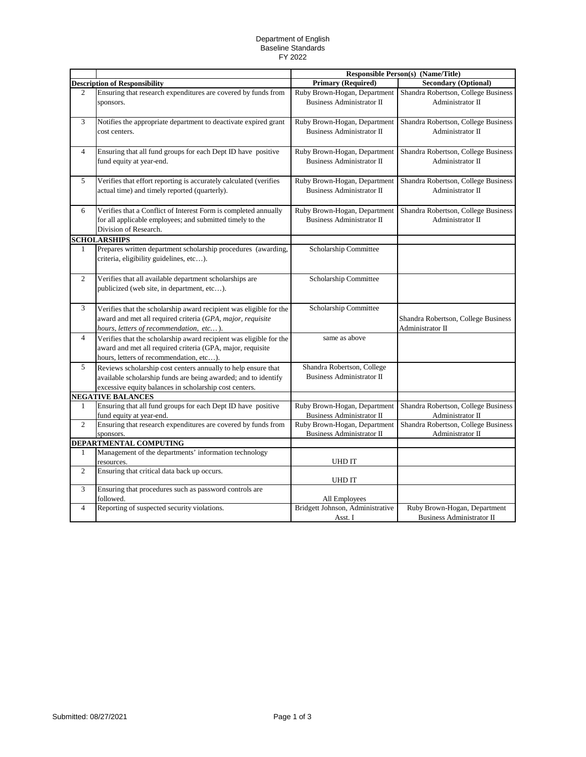Department of English
Baseline Standards
FY 2022

| | | Responsible Person(s) (Name/Title) | |
|---|---|---|---|
| **Description of Responsibility** | | **Primary (Required)** | **Secondary (Optional)** |
| 2 | Ensuring that research expenditures are covered by funds from sponsors. | Ruby Brown-Hogan, Department Business Administrator II | Shandra Robertson, College Business Administrator II |
| 3 | Notifies the appropriate department to deactivate expired grant cost centers. | Ruby Brown-Hogan, Department Business Administrator II | Shandra Robertson, College Business Administrator II |
| 4 | Ensuring that all fund groups for each Dept ID have positive fund equity at year-end. | Ruby Brown-Hogan, Department Business Administrator II | Shandra Robertson, College Business Administrator II |
| 5 | Verifies that effort reporting is accurately calculated (verifies actual time) and timely reported (quarterly). | Ruby Brown-Hogan, Department Business Administrator II | Shandra Robertson, College Business Administrator II |
| 6 | Verifies that a Conflict of Interest Form is completed annually for all applicable employees; and submitted timely to the Division of Research. | Ruby Brown-Hogan, Department Business Administrator II | Shandra Robertson, College Business Administrator II |
| **SCHOLARSHIPS** | | | |
| 1 | Prepares written department scholarship procedures (awarding, criteria, eligibility guidelines, etc…). | Scholarship Committee | |
| 2 | Verifies that all available department scholarships are publicized (web site, in department, etc…). | Scholarship Committee | |
| 3 | Verifies that the scholarship award recipient was eligible for the award and met all required criteria (*GPA, major, requisite hours, letters of recommendation, etc…*). | Scholarship Committee | Shandra Robertson, College Business Administrator II |
| 4 | Verifies that the scholarship award recipient was eligible for the award and met all required criteria (GPA, major, requisite hours, letters of recommendation, etc…). | same as above | |
| 5 | Reviews scholarship cost centers annually to help ensure that available scholarship funds are being awarded; and to identify excessive equity balances in scholarship cost centers. | Shandra Robertson, College Business Administrator II | |
| **NEGATIVE BALANCES** | | | |
| 1 | Ensuring that all fund groups for each Dept ID have positive fund equity at year-end. | Ruby Brown-Hogan, Department Business Administrator II | Shandra Robertson, College Business Administrator II |
| 2 | Ensuring that research expenditures are covered by funds from sponsors. | Ruby Brown-Hogan, Department Business Administrator II | Shandra Robertson, College Business Administrator II |
| **DEPARTMENTAL COMPUTING** | | | |
| 1 | Management of the departments' information technology resources. | UHD IT | |
| 2 | Ensuring that critical data back up occurs. | UHD IT | |
| 3 | Ensuring that procedures such as password controls are followed. | All Employees | |
| 4 | Reporting of suspected security violations. | Bridgett Johnson, Administrative Asst. I | Ruby Brown-Hogan, Department Business Administrator II |

Submitted: 08/27/2021